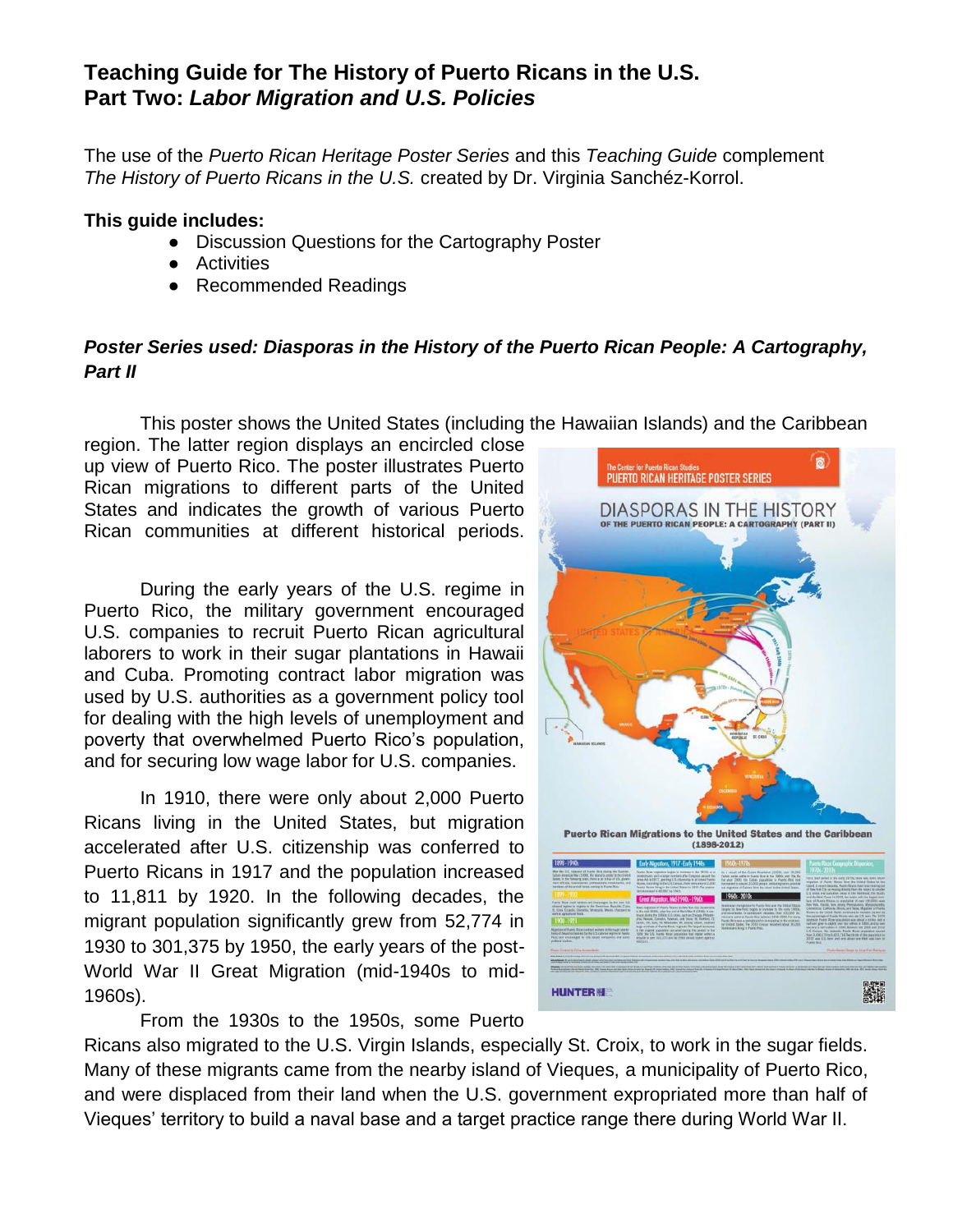# Teaching Guide for The History of Puerto Ricans in the U.S.
# Part Two: *Labor Migration and U.S. Policies*

The use of the *Puerto Rican Heritage Poster Series* and this *Teaching Guide* complement *The History of Puerto Ricans in the U.S.* created by Dr. Virginia Sanchéz-Korrol.

**This guide includes:**

- Discussion Questions for the Cartography Poster
- Activities
- Recommended Readings

***Poster Series used: Diasporas in the History of the Puerto Rican People: A Cartography, Part II***

This poster shows the United States (including the Hawaiian Islands) and the Caribbean region. The latter region displays an encircled close up view of Puerto Rico. The poster illustrates Puerto Rican migrations to different parts of the United States and indicates the growth of various Puerto Rican communities at different historical periods.

During the early years of the U.S. regime in Puerto Rico, the military government encouraged U.S. companies to recruit Puerto Rican agricultural laborers to work in their sugar plantations in Hawaii and Cuba. Promoting contract labor migration was used by U.S. authorities as a government policy tool for dealing with the high levels of unemployment and poverty that overwhelmed Puerto Rico's population, and for securing low wage labor for U.S. companies.

In 1910, there were only about 2,000 Puerto Ricans living in the United States, but migration accelerated after U.S. citizenship was conferred to Puerto Ricans in 1917 and the population increased to 11,811 by 1920. In the following decades, the migrant population significantly grew from 52,774 in 1930 to 301,375 by 1950, the early years of the post-World War II Great Migration (mid-1940s to mid-1960s).

From the 1930s to the 1950s, some Puerto Ricans also migrated to the U.S. Virgin Islands, especially St. Croix, to work in the sugar fields. Many of these migrants came from the nearby island of Vieques, a municipality of Puerto Rico, and were displaced from their land when the U.S. government expropriated more than half of Vieques' territory to build a naval base and a target practice range there during World War II.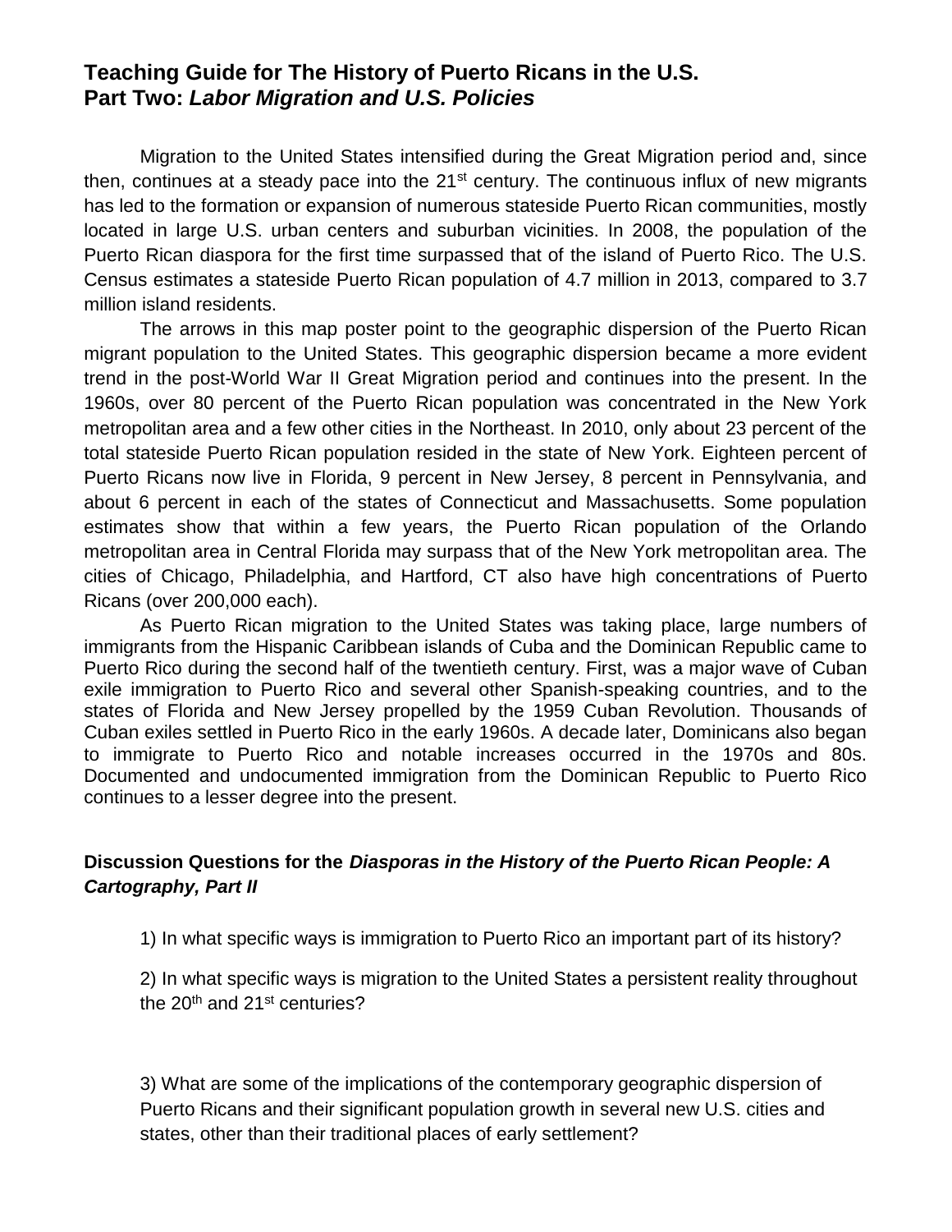## Teaching Guide for The History of Puerto Ricans in the U.S.
## Part Two: *Labor Migration and U.S. Policies*

Migration to the United States intensified during the Great Migration period and, since then, continues at a steady pace into the 21st century. The continuous influx of new migrants has led to the formation or expansion of numerous stateside Puerto Rican communities, mostly located in large U.S. urban centers and suburban vicinities. In 2008, the population of the Puerto Rican diaspora for the first time surpassed that of the island of Puerto Rico. The U.S. Census estimates a stateside Puerto Rican population of 4.7 million in 2013, compared to 3.7 million island residents.

The arrows in this map poster point to the geographic dispersion of the Puerto Rican migrant population to the United States. This geographic dispersion became a more evident trend in the post-World War II Great Migration period and continues into the present. In the 1960s, over 80 percent of the Puerto Rican population was concentrated in the New York metropolitan area and a few other cities in the Northeast. In 2010, only about 23 percent of the total stateside Puerto Rican population resided in the state of New York. Eighteen percent of Puerto Ricans now live in Florida, 9 percent in New Jersey, 8 percent in Pennsylvania, and about 6 percent in each of the states of Connecticut and Massachusetts. Some population estimates show that within a few years, the Puerto Rican population of the Orlando metropolitan area in Central Florida may surpass that of the New York metropolitan area. The cities of Chicago, Philadelphia, and Hartford, CT also have high concentrations of Puerto Ricans (over 200,000 each).

As Puerto Rican migration to the United States was taking place, large numbers of immigrants from the Hispanic Caribbean islands of Cuba and the Dominican Republic came to Puerto Rico during the second half of the twentieth century. First, was a major wave of Cuban exile immigration to Puerto Rico and several other Spanish-speaking countries, and to the states of Florida and New Jersey propelled by the 1959 Cuban Revolution. Thousands of Cuban exiles settled in Puerto Rico in the early 1960s. A decade later, Dominicans also began to immigrate to Puerto Rico and notable increases occurred in the 1970s and 80s. Documented and undocumented immigration from the Dominican Republic to Puerto Rico continues to a lesser degree into the present.

### Discussion Questions for the *Diasporas in the History of the Puerto Rican People: A Cartography, Part II*

1) In what specific ways is immigration to Puerto Rico an important part of its history?

2) In what specific ways is migration to the United States a persistent reality throughout the 20th and 21st centuries?

3) What are some of the implications of the contemporary geographic dispersion of Puerto Ricans and their significant population growth in several new U.S. cities and states, other than their traditional places of early settlement?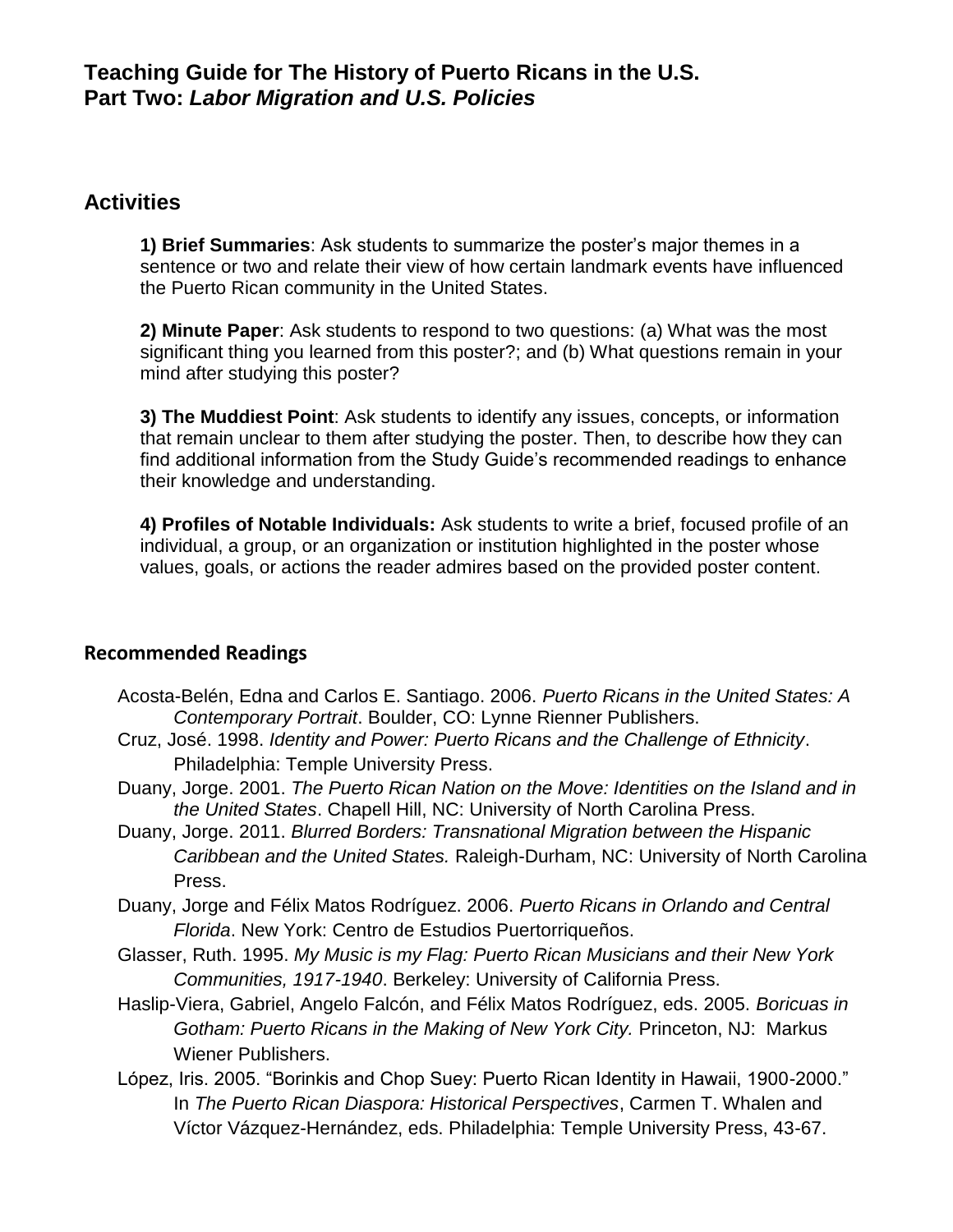# Teaching Guide for The History of Puerto Ricans in the U.S.
# Part Two: *Labor Migration and U.S. Policies*

## Activities

**1) Brief Summaries**: Ask students to summarize the poster's major themes in a sentence or two and relate their view of how certain landmark events have influenced the Puerto Rican community in the United States.

**2) Minute Paper**: Ask students to respond to two questions: (a) What was the most significant thing you learned from this poster?; and (b) What questions remain in your mind after studying this poster?

**3) The Muddiest Point**: Ask students to identify any issues, concepts, or information that remain unclear to them after studying the poster. Then, to describe how they can find additional information from the Study Guide's recommended readings to enhance their knowledge and understanding.

**4) Profiles of Notable Individuals:** Ask students to write a brief, focused profile of an individual, a group, or an organization or institution highlighted in the poster whose values, goals, or actions the reader admires based on the provided poster content.

### Recommended Readings

Acosta-Belén, Edna and Carlos E. Santiago. 2006. *Puerto Ricans in the United States: A Contemporary Portrait*. Boulder, CO: Lynne Rienner Publishers.

Cruz, José. 1998. *Identity and Power: Puerto Ricans and the Challenge of Ethnicity*. Philadelphia: Temple University Press.

Duany, Jorge. 2001. *The Puerto Rican Nation on the Move: Identities on the Island and in the United States*. Chapell Hill, NC: University of North Carolina Press.

Duany, Jorge. 2011. *Blurred Borders: Transnational Migration between the Hispanic Caribbean and the United States.* Raleigh-Durham, NC: University of North Carolina Press.

Duany, Jorge and Félix Matos Rodríguez. 2006. *Puerto Ricans in Orlando and Central Florida*. New York: Centro de Estudios Puertorriqueños.

Glasser, Ruth. 1995. *My Music is my Flag: Puerto Rican Musicians and their New York Communities, 1917-1940*. Berkeley: University of California Press.

Haslip-Viera, Gabriel, Angelo Falcón, and Félix Matos Rodríguez, eds. 2005. *Boricuas in Gotham: Puerto Ricans in the Making of New York City.* Princeton, NJ: Markus Wiener Publishers.

López, Iris. 2005. "Borinkis and Chop Suey: Puerto Rican Identity in Hawaii, 1900-2000." In *The Puerto Rican Diaspora: Historical Perspectives*, Carmen T. Whalen and Víctor Vázquez-Hernández, eds. Philadelphia: Temple University Press, 43-67.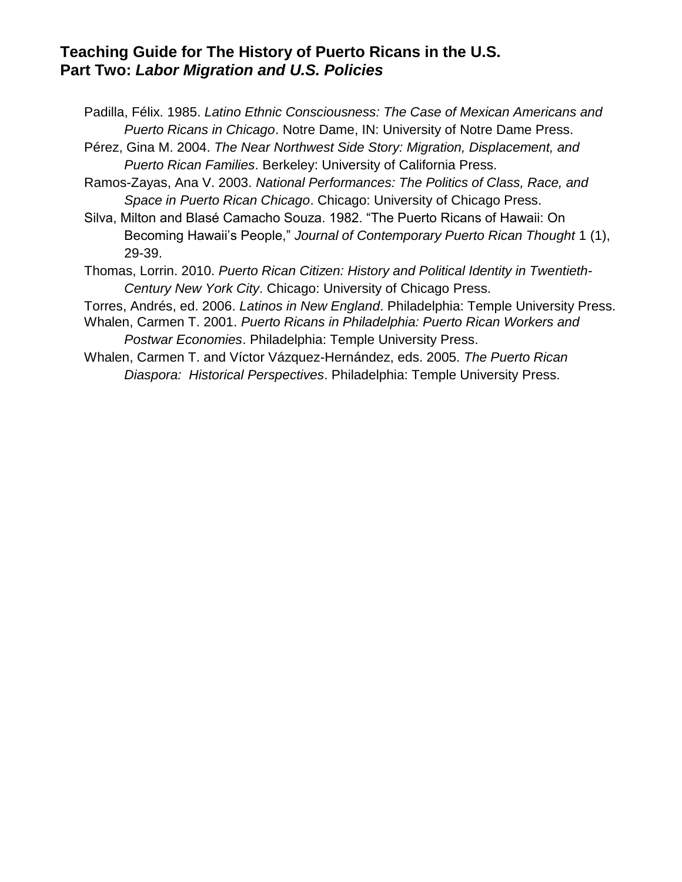Padilla, Félix. 1985. *Latino Ethnic Consciousness: The Case of Mexican Americans and Puerto Ricans in Chicago*. Notre Dame, IN: University of Notre Dame Press.

Pérez, Gina M. 2004. *The Near Northwest Side Story: Migration, Displacement, and Puerto Rican Families*. Berkeley: University of California Press.

Ramos-Zayas, Ana V. 2003. *National Performances: The Politics of Class, Race, and Space in Puerto Rican Chicago*. Chicago: University of Chicago Press.

Silva, Milton and Blasé Camacho Souza. 1982. "The Puerto Ricans of Hawaii: On Becoming Hawaii's People," *Journal of Contemporary Puerto Rican Thought* 1 (1), 29-39.

Thomas, Lorrin. 2010. *Puerto Rican Citizen: History and Political Identity in Twentieth-Century New York City*. Chicago: University of Chicago Press.

Torres, Andrés, ed. 2006. *Latinos in New England*. Philadelphia: Temple University Press.

Whalen, Carmen T. 2001. *Puerto Ricans in Philadelphia: Puerto Rican Workers and Postwar Economies*. Philadelphia: Temple University Press.

Whalen, Carmen T. and Víctor Vázquez-Hernández, eds. 2005. *The Puerto Rican Diaspora: Historical Perspectives*. Philadelphia: Temple University Press.